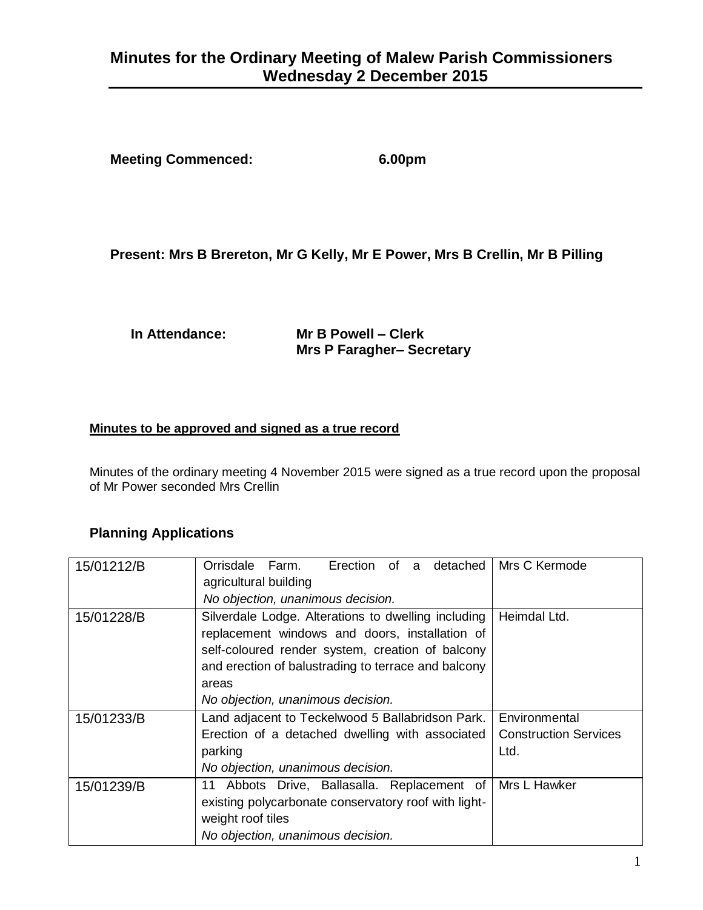# Minutes for the Ordinary Meeting of Malew Parish Commissioners Wednesday 2 December 2015

**Meeting Commenced:** **6.00pm**

**Present: Mrs B Brereton, Mr G Kelly, Mr E Power, Mrs B Crellin, Mr B Pilling**

**In Attendance:** **Mr B Powell – Clerk**
**Mrs P Faragher– Secretary**

**Minutes to be approved and signed as a true record**

Minutes of the ordinary meeting 4 November 2015 were signed as a true record upon the proposal of Mr Power seconded Mrs Crellin

## Planning Applications

| | | |
|---|---|---|
| 15/01212/B | Orrisdale Farm. Erection of a detached agricultural building<br>*No objection, unanimous decision.* | Mrs C Kermode |
| 15/01228/B | Silverdale Lodge. Alterations to dwelling including replacement windows and doors, installation of self-coloured render system, creation of balcony and erection of balustrading to terrace and balcony areas<br>*No objection, unanimous decision.* | Heimdal Ltd. |
| 15/01233/B | Land adjacent to Teckelwood 5 Ballabridson Park. Erection of a detached dwelling with associated parking<br>*No objection, unanimous decision.* | Environmental Construction Services Ltd. |
| 15/01239/B | 11 Abbots Drive, Ballasalla. Replacement of existing polycarbonate conservatory roof with light-weight roof tiles<br>*No objection, unanimous decision.* | Mrs L Hawker |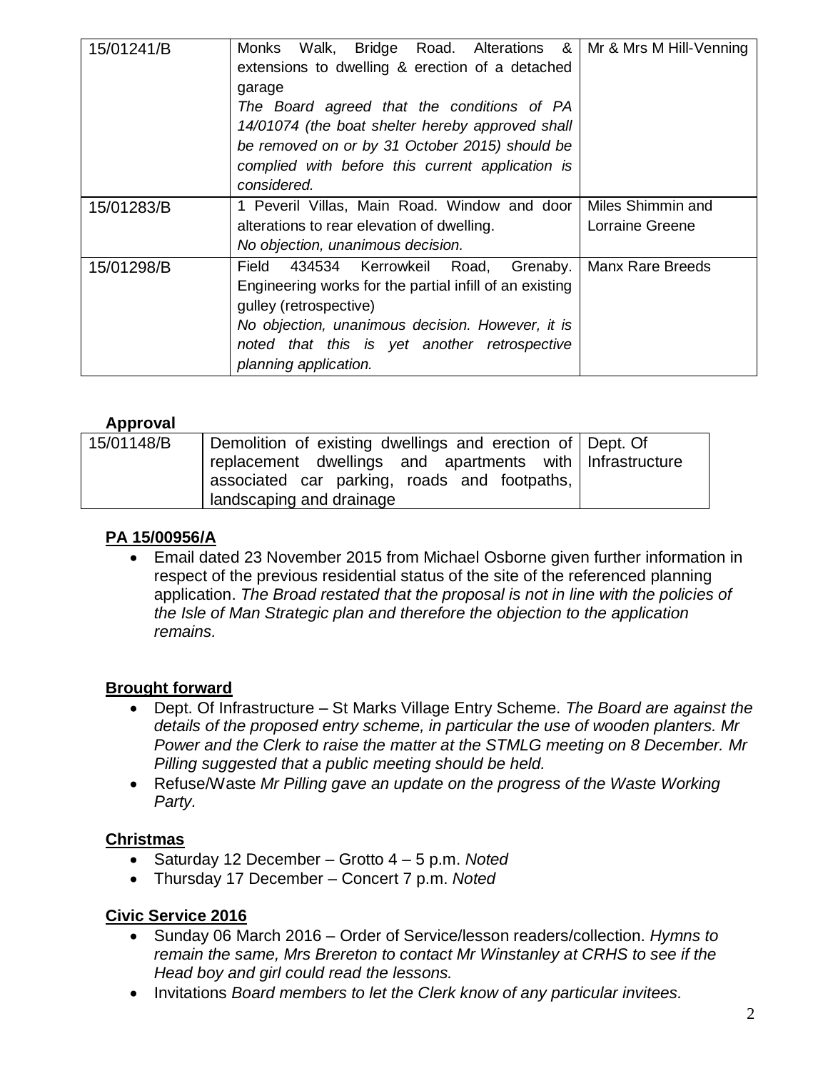| | | |
|---|---|---|
| 15/01241/B | Monks Walk, Bridge Road. Alterations & extensions to dwelling & erection of a detached garage<br>*The Board agreed that the conditions of PA 14/01074 (the boat shelter hereby approved shall be removed on or by 31 October 2015) should be complied with before this current application is considered.* | Mr & Mrs M Hill-Venning |
| 15/01283/B | 1 Peveril Villas, Main Road. Window and door alterations to rear elevation of dwelling.<br>*No objection, unanimous decision.* | Miles Shimmin and Lorraine Greene |
| 15/01298/B | Field 434534 Kerrowkeil Road, Grenaby. Engineering works for the partial infill of an existing gulley (retrospective)<br>*No objection, unanimous decision. However, it is noted that this is yet another retrospective planning application.* | Manx Rare Breeds |

**Approval**

| | | |
|---|---|---|
| 15/01148/B | Demolition of existing dwellings and erection of replacement dwellings and apartments with associated car parking, roads and footpaths, landscaping and drainage | Dept. Of Infrastructure |

## PA 15/00956/A

- Email dated 23 November 2015 from Michael Osborne given further information in respect of the previous residential status of the site of the referenced planning application. *The Broad restated that the proposal is not in line with the policies of the Isle of Man Strategic plan and therefore the objection to the application remains.*

## Brought forward

- Dept. Of Infrastructure – St Marks Village Entry Scheme. *The Board are against the details of the proposed entry scheme, in particular the use of wooden planters. Mr Power and the Clerk to raise the matter at the STMLG meeting on 8 December. Mr Pilling suggested that a public meeting should be held.*
- Refuse/Waste *Mr Pilling gave an update on the progress of the Waste Working Party.*

## Christmas

- Saturday 12 December – Grotto 4 – 5 p.m. *Noted*
- Thursday 17 December – Concert 7 p.m. *Noted*

## Civic Service 2016

- Sunday 06 March 2016 – Order of Service/lesson readers/collection. *Hymns to remain the same, Mrs Brereton to contact Mr Winstanley at CRHS to see if the Head boy and girl could read the lessons.*
- Invitations *Board members to let the Clerk know of any particular invitees.*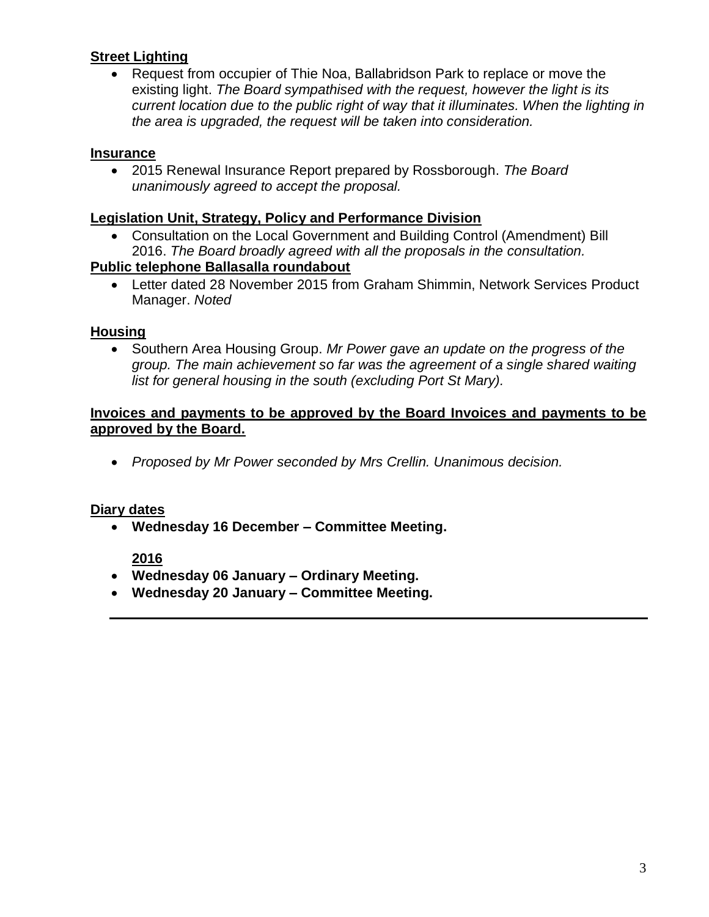**Street Lighting**

- Request from occupier of Thie Noa, Ballabridson Park to replace or move the existing light. *The Board sympathised with the request, however the light is its current location due to the public right of way that it illuminates. When the lighting in the area is upgraded, the request will be taken into consideration.*

**Insurance**

- 2015 Renewal Insurance Report prepared by Rossborough. *The Board unanimously agreed to accept the proposal.*

**Legislation Unit, Strategy, Policy and Performance Division**

- Consultation on the Local Government and Building Control (Amendment) Bill 2016. *The Board broadly agreed with all the proposals in the consultation.*

**Public telephone Ballasalla roundabout**

- Letter dated 28 November 2015 from Graham Shimmin, Network Services Product Manager. *Noted*

**Housing**

- Southern Area Housing Group. *Mr Power gave an update on the progress of the group. The main achievement so far was the agreement of a single shared waiting list for general housing in the south (excluding Port St Mary).*

**Invoices and payments to be approved by the Board Invoices and payments to be approved by the Board.**

- *Proposed by Mr Power seconded by Mrs Crellin. Unanimous decision.*

**Diary dates**

- **Wednesday 16 December – Committee Meeting.**

**2016**

- **Wednesday 06 January – Ordinary Meeting.**
- **Wednesday 20 January – Committee Meeting.**

---